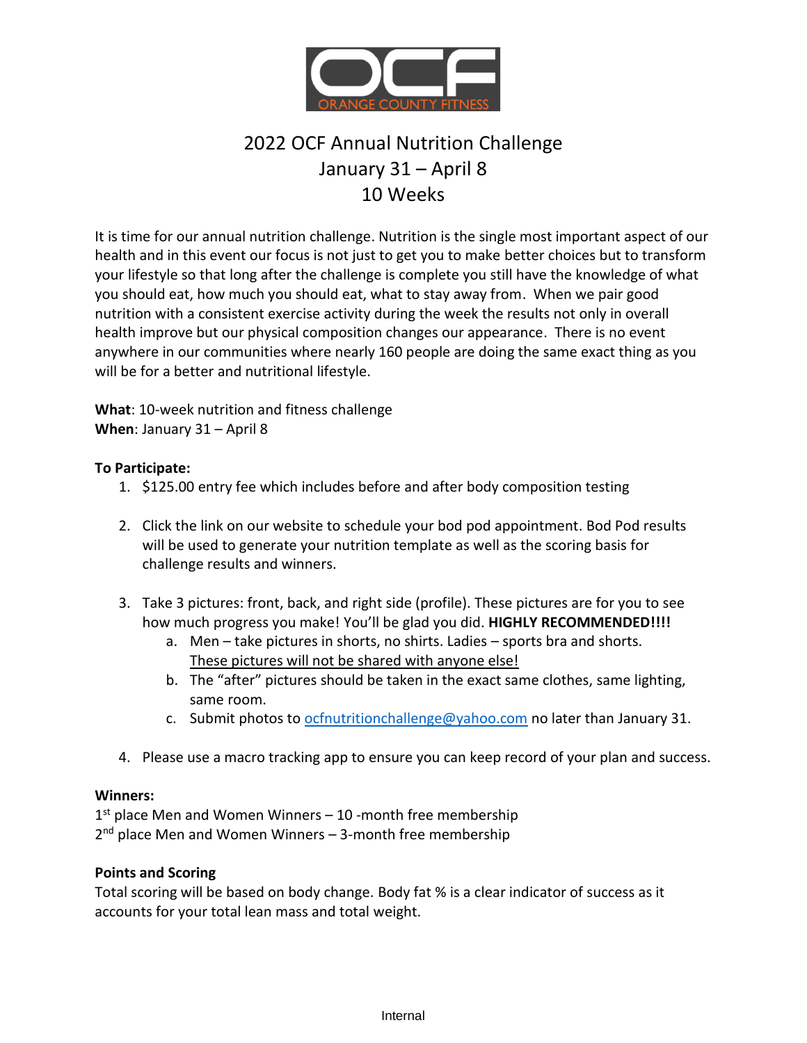# 2022 OCF Annual Nutrition Challenge

## January 31 – April 8

## 10 Weeks

It is time for our annual nutrition challenge. Nutrition is the single most important aspect of our health and in this event our focus is not just to get you to make better choices but to transform your lifestyle so that long after the challenge is complete you still have the knowledge of what you should eat, how much you should eat, what to stay away from. When we pair good nutrition with a consistent exercise activity during the week the results not only in overall health improve but our physical composition changes our appearance. There is no event anywhere in our communities where nearly 160 people are doing the same exact thing as you will be for a better and nutritional lifestyle.

**What**: 10-week nutrition and fitness challenge
**When**: January 31 – April 8

**To Participate:**

1. $125.00 entry fee which includes before and after body composition testing
2. Click the link on our website to schedule your bod pod appointment. Bod Pod results will be used to generate your nutrition template as well as the scoring basis for challenge results and winners.
3. Take 3 pictures: front, back, and right side (profile). These pictures are for you to see how much progress you make! You'll be glad you did. **HIGHLY RECOMMENDED!!!!**
   a. Men – take pictures in shorts, no shirts. Ladies – sports bra and shorts. <u>These pictures will not be shared with anyone else!</u>
   b. The "after" pictures should be taken in the exact same clothes, same lighting, same room.
   c. Submit photos to ocfnutritionchallenge@yahoo.com no later than January 31.
4. Please use a macro tracking app to ensure you can keep record of your plan and success.

**Winners:**
1st place Men and Women Winners – 10 -month free membership
2nd place Men and Women Winners – 3-month free membership

**Points and Scoring**
Total scoring will be based on body change. Body fat % is a clear indicator of success as it accounts for your total lean mass and total weight.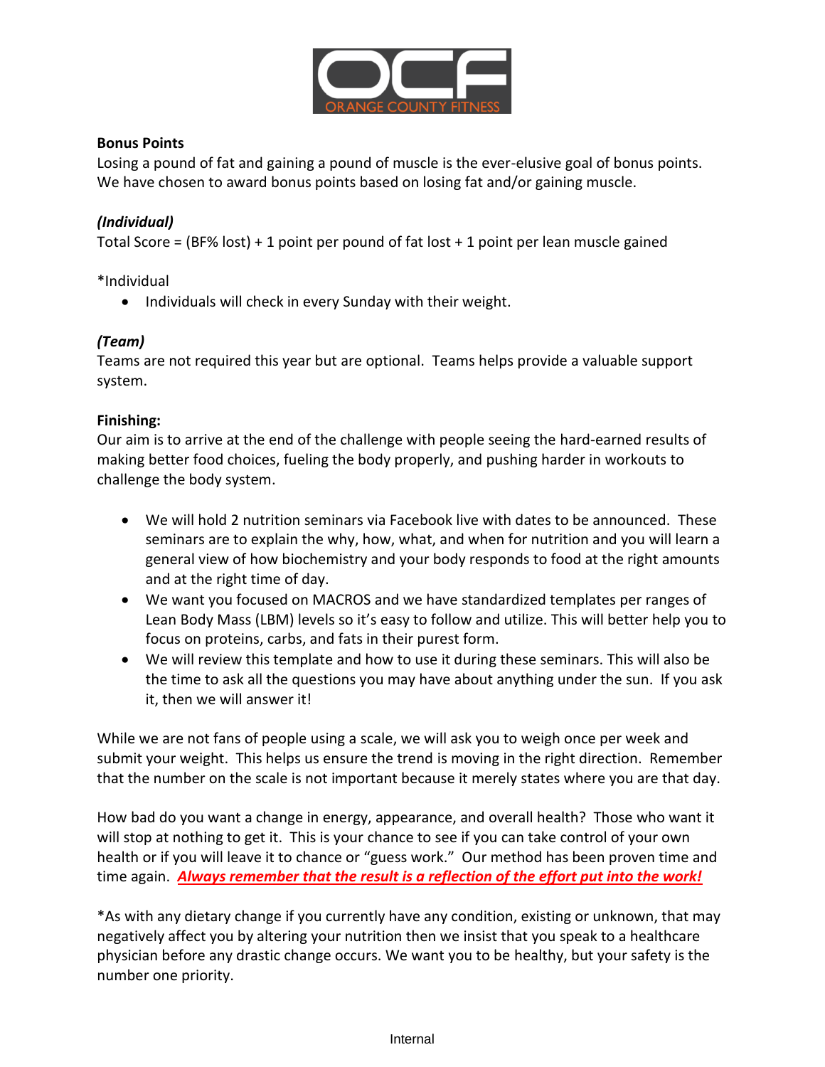**Bonus Points**

Losing a pound of fat and gaining a pound of muscle is the ever-elusive goal of bonus points. We have chosen to award bonus points based on losing fat and/or gaining muscle.

***(Individual)***

Total Score = (BF% lost) + 1 point per pound of fat lost + 1 point per lean muscle gained

*Individual

- Individuals will check in every Sunday with their weight.

***(Team)***

Teams are not required this year but are optional. Teams helps provide a valuable support system.

**Finishing:**

Our aim is to arrive at the end of the challenge with people seeing the hard-earned results of making better food choices, fueling the body properly, and pushing harder in workouts to challenge the body system.

- We will hold 2 nutrition seminars via Facebook live with dates to be announced. These seminars are to explain the why, how, what, and when for nutrition and you will learn a general view of how biochemistry and your body responds to food at the right amounts and at the right time of day.
- We want you focused on MACROS and we have standardized templates per ranges of Lean Body Mass (LBM) levels so it's easy to follow and utilize. This will better help you to focus on proteins, carbs, and fats in their purest form.
- We will review this template and how to use it during these seminars. This will also be the time to ask all the questions you may have about anything under the sun. If you ask it, then we will answer it!

While we are not fans of people using a scale, we will ask you to weigh once per week and submit your weight. This helps us ensure the trend is moving in the right direction. Remember that the number on the scale is not important because it merely states where you are that day.

How bad do you want a change in energy, appearance, and overall health? Those who want it will stop at nothing to get it. This is your chance to see if you can take control of your own health or if you will leave it to chance or "guess work." Our method has been proven time and time again. ***Always remember that the result is a reflection of the effort put into the work!***

*As with any dietary change if you currently have any condition, existing or unknown, that may negatively affect you by altering your nutrition then we insist that you speak to a healthcare physician before any drastic change occurs. We want you to be healthy, but your safety is the number one priority.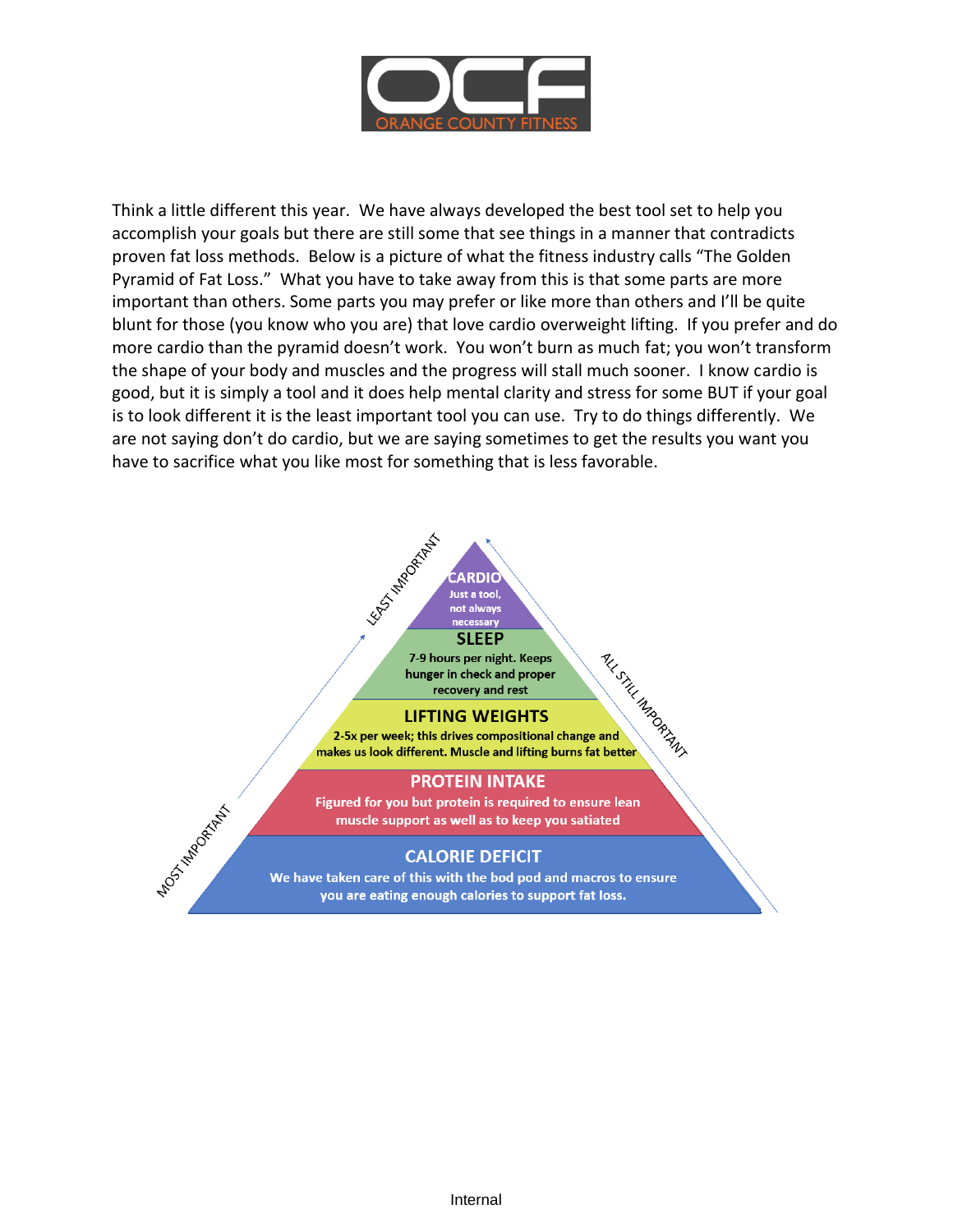OCF
ORANGE COUNTY FITNESS

Think a little different this year. We have always developed the best tool set to help you accomplish your goals but there are still some that see things in a manner that contradicts proven fat loss methods. Below is a picture of what the fitness industry calls "The Golden Pyramid of Fat Loss." What you have to take away from this is that some parts are more important than others. Some parts you may prefer or like more than others and I'll be quite blunt for those (you know who you are) that love cardio overweight lifting. If you prefer and do more cardio than the pyramid doesn't work. You won't burn as much fat; you won't transform the shape of your body and muscles and the progress will stall much sooner. I know cardio is good, but it is simply a tool and it does help mental clarity and stress for some BUT if your goal is to look different it is the least important tool you can use. Try to do things differently. We are not saying don't do cardio, but we are saying sometimes to get the results you want you have to sacrifice what you like most for something that is less favorable.

LEAST IMPORTANT

MOST IMPORTANT

ALL STILL IMPORTANT

**CARDIO**
Just a tool, not always necessary

**SLEEP**
7-9 hours per night. Keeps hunger in check and proper recovery and rest

**LIFTING WEIGHTS**
2-5x per week; this drives compositional change and makes us look different. Muscle and lifting burns fat better

**PROTEIN INTAKE**
Figured for you but protein is required to ensure lean muscle support as well as to keep you satiated

**CALORIE DEFICIT**
We have taken care of this with the bod pod and macros to ensure you are eating enough calories to support fat loss.